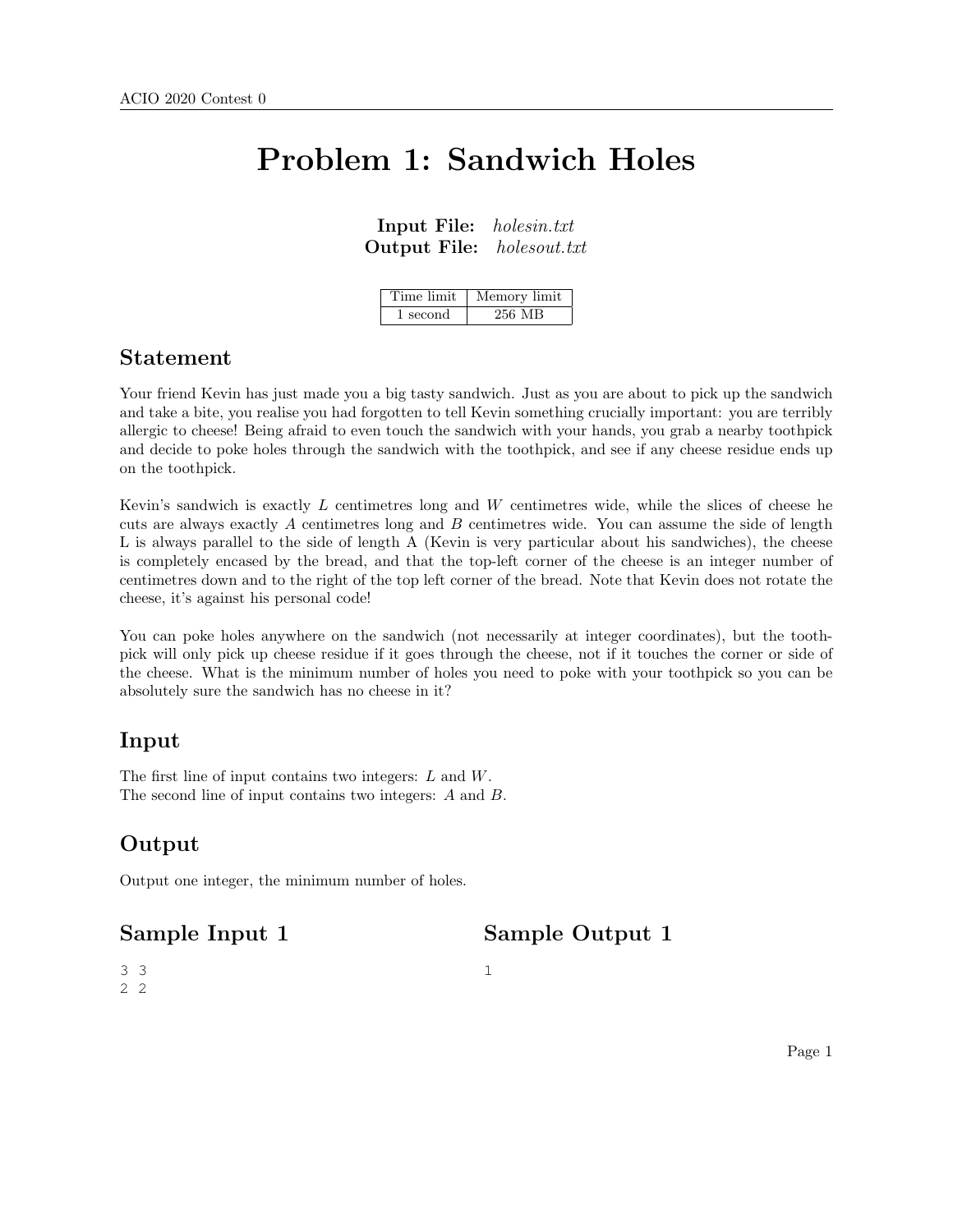# Problem 1: Sandwich Holes

**Input File:** *holesin.txt*
**Output File:** *holesout.txt*

| Time limit | Memory limit |
| --- | --- |
| 1 second | 256 MB |

## Statement

Your friend Kevin has just made you a big tasty sandwich. Just as you are about to pick up the sandwich and take a bite, you realise you had forgotten to tell Kevin something crucially important: you are terribly allergic to cheese! Being afraid to even touch the sandwich with your hands, you grab a nearby toothpick and decide to poke holes through the sandwich with the toothpick, and see if any cheese residue ends up on the toothpick.

Kevin's sandwich is exactly $L$ centimetres long and $W$ centimetres wide, while the slices of cheese he cuts are always exactly $A$ centimetres long and $B$ centimetres wide. You can assume the side of length L is always parallel to the side of length A (Kevin is very particular about his sandwiches), the cheese is completely encased by the bread, and that the top-left corner of the cheese is an integer number of centimetres down and to the right of the top left corner of the bread. Note that Kevin does not rotate the cheese, it's against his personal code!

You can poke holes anywhere on the sandwich (not necessarily at integer coordinates), but the toothpick will only pick up cheese residue if it goes through the cheese, not if it touches the corner or side of the cheese. What is the minimum number of holes you need to poke with your toothpick so you can be absolutely sure the sandwich has no cheese in it?

## Input

The first line of input contains two integers: $L$ and $W$.
The second line of input contains two integers: $A$ and $B$.

## Output

Output one integer, the minimum number of holes.

## Sample Input 1

```
3 3
2 2
```

## Sample Output 1

```
1
```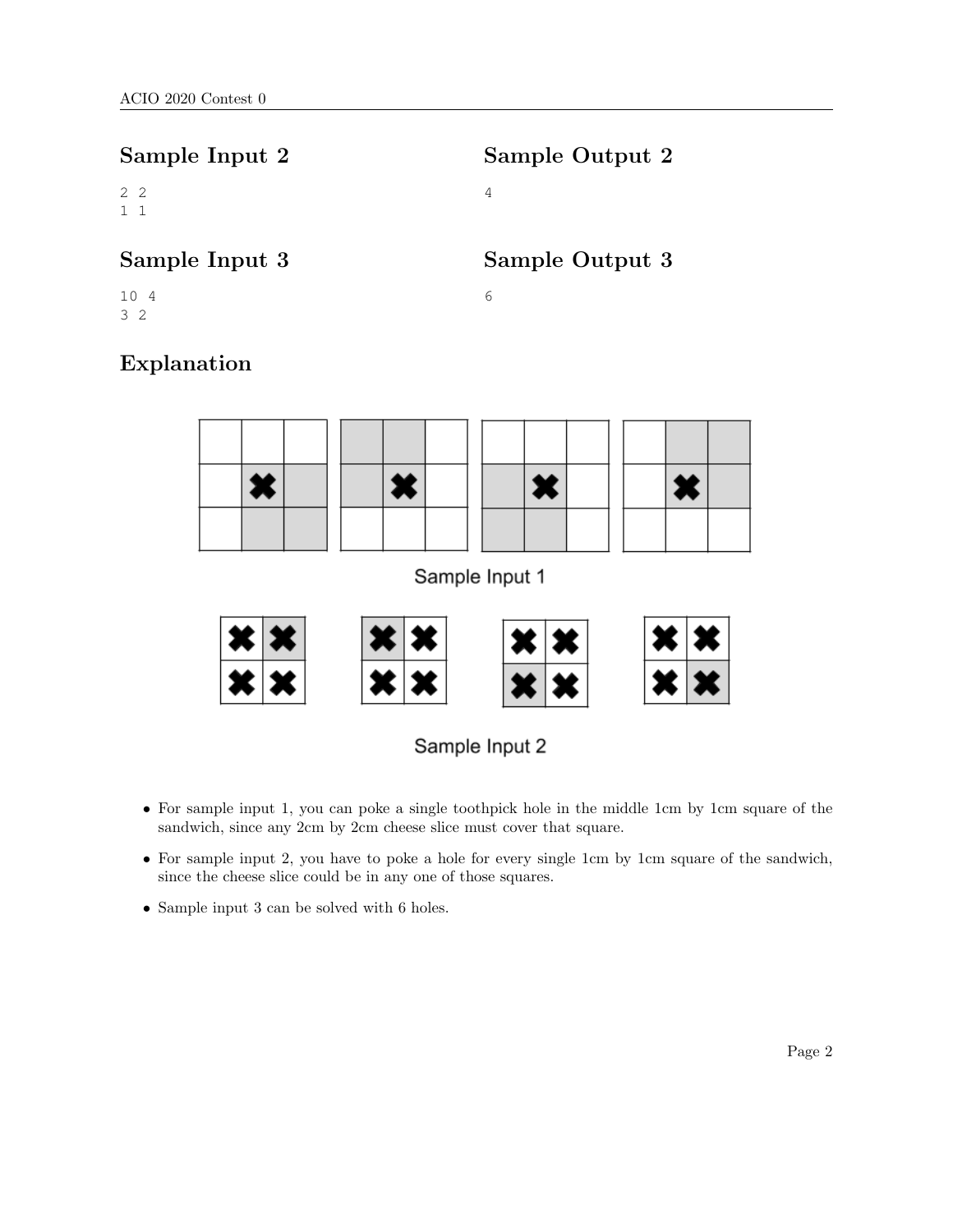## Sample Input 2

```
2 2
1 1
```

## Sample Output 2

```
4
```

## Sample Input 3

```
10 4
3 2
```

## Sample Output 3

```
6
```

## Explanation

Sample Input 1

Sample Input 2

- For sample input 1, you can poke a single toothpick hole in the middle 1cm by 1cm square of the sandwich, since any 2cm by 2cm cheese slice must cover that square.
- For sample input 2, you have to poke a hole for every single 1cm by 1cm square of the sandwich, since the cheese slice could be in any one of those squares.
- Sample input 3 can be solved with 6 holes.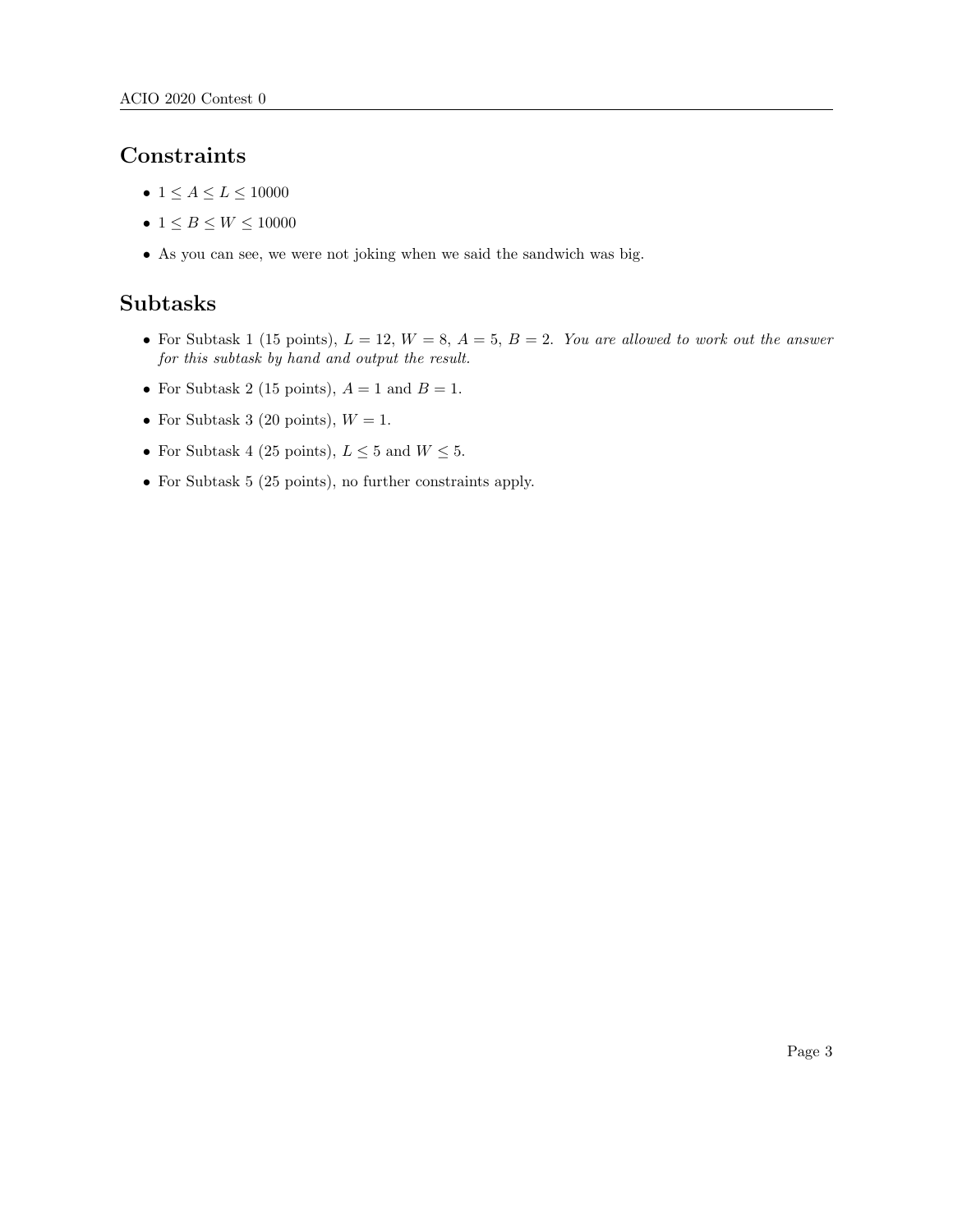## Constraints

- $1 \leq A \leq L \leq 10000$
- $1 \leq B \leq W \leq 10000$
- As you can see, we were not joking when we said the sandwich was big.

## Subtasks

- For Subtask 1 (15 points), $L = 12$, $W = 8$, $A = 5$, $B = 2$. *You are allowed to work out the answer for this subtask by hand and output the result.*
- For Subtask 2 (15 points), $A = 1$ and $B = 1$.
- For Subtask 3 (20 points), $W = 1$.
- For Subtask 4 (25 points), $L \leq 5$ and $W \leq 5$.
- For Subtask 5 (25 points), no further constraints apply.